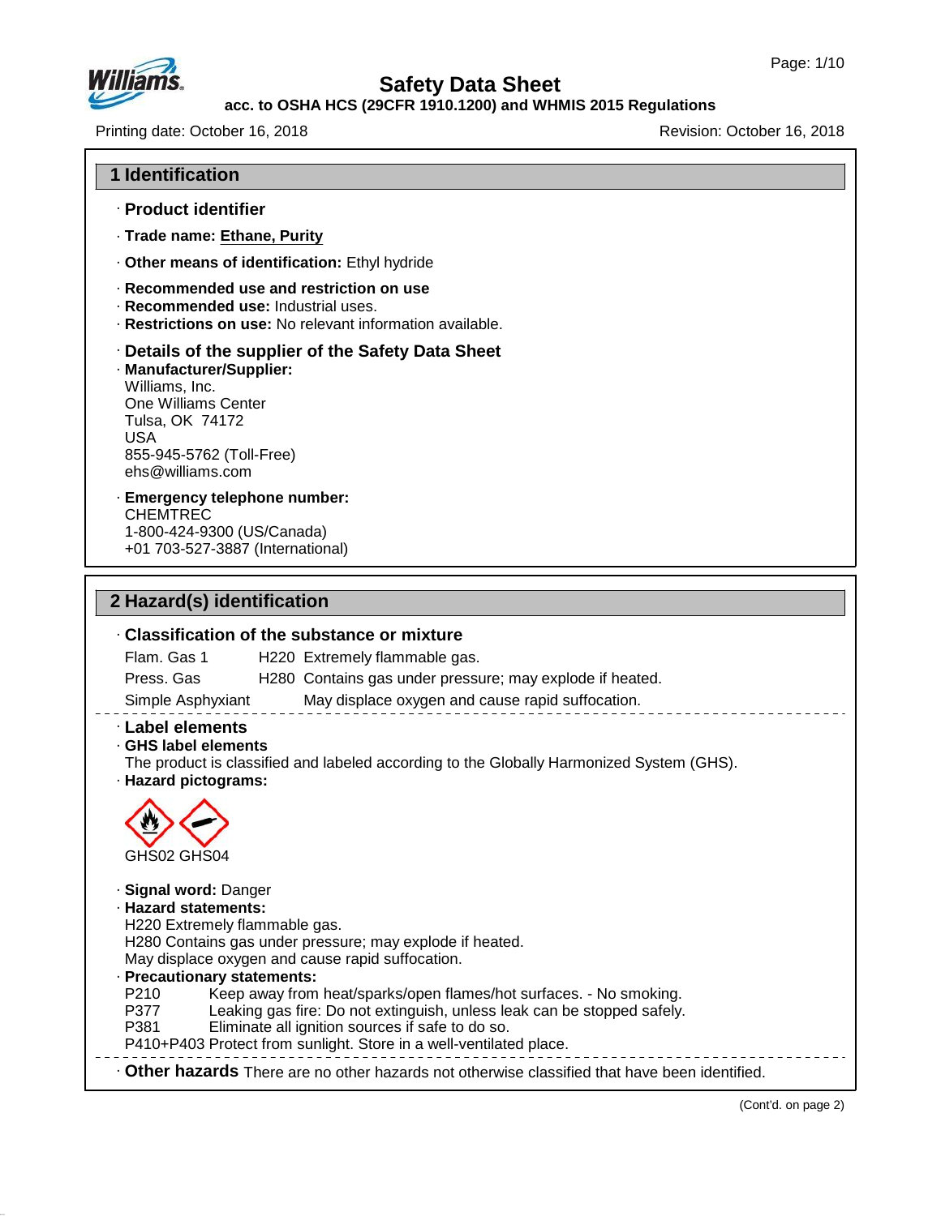# Safety Data Sheet

**acc. to OSHA HCS (29CFR 1910.1200) and WHMIS 2015 Regulations**

Printing date: October 16, 2018 | Revision: October 16, 2018

## 1 Identification

· **Product identifier**

· **Trade name: Ethane, Purity**

· **Other means of identification:** Ethyl hydride

· **Recommended use and restriction on use**
· **Recommended use:** Industrial uses.
· **Restrictions on use:** No relevant information available.

· **Details of the supplier of the Safety Data Sheet**
· **Manufacturer/Supplier:**
Williams, Inc.
One Williams Center
Tulsa, OK 74172
USA
855-945-5762 (Toll-Free)
ehs@williams.com

· **Emergency telephone number:**
CHEMTREC
1-800-424-9300 (US/Canada)
+01 703-527-3887 (International)

## 2 Hazard(s) identification

· **Classification of the substance or mixture**

| | | |
|---|---|---|
| Flam. Gas 1 | H220 | Extremely flammable gas. |
| Press. Gas | H280 | Contains gas under pressure; may explode if heated. |
| Simple Asphyxiant | | May displace oxygen and cause rapid suffocation. |

· **Label elements**
· **GHS label elements**
The product is classified and labeled according to the Globally Harmonized System (GHS).
· **Hazard pictograms:**

GHS02 GHS04

· **Signal word:** Danger
· **Hazard statements:**
H220 Extremely flammable gas.
H280 Contains gas under pressure; may explode if heated.
May displace oxygen and cause rapid suffocation.
· **Precautionary statements:**
P210 Keep away from heat/sparks/open flames/hot surfaces. - No smoking.
P377 Leaking gas fire: Do not extinguish, unless leak can be stopped safely.
P381 Eliminate all ignition sources if safe to do so.
P410+P403 Protect from sunlight. Store in a well-ventilated place.

· **Other hazards** There are no other hazards not otherwise classified that have been identified.

(Cont'd. on page 2)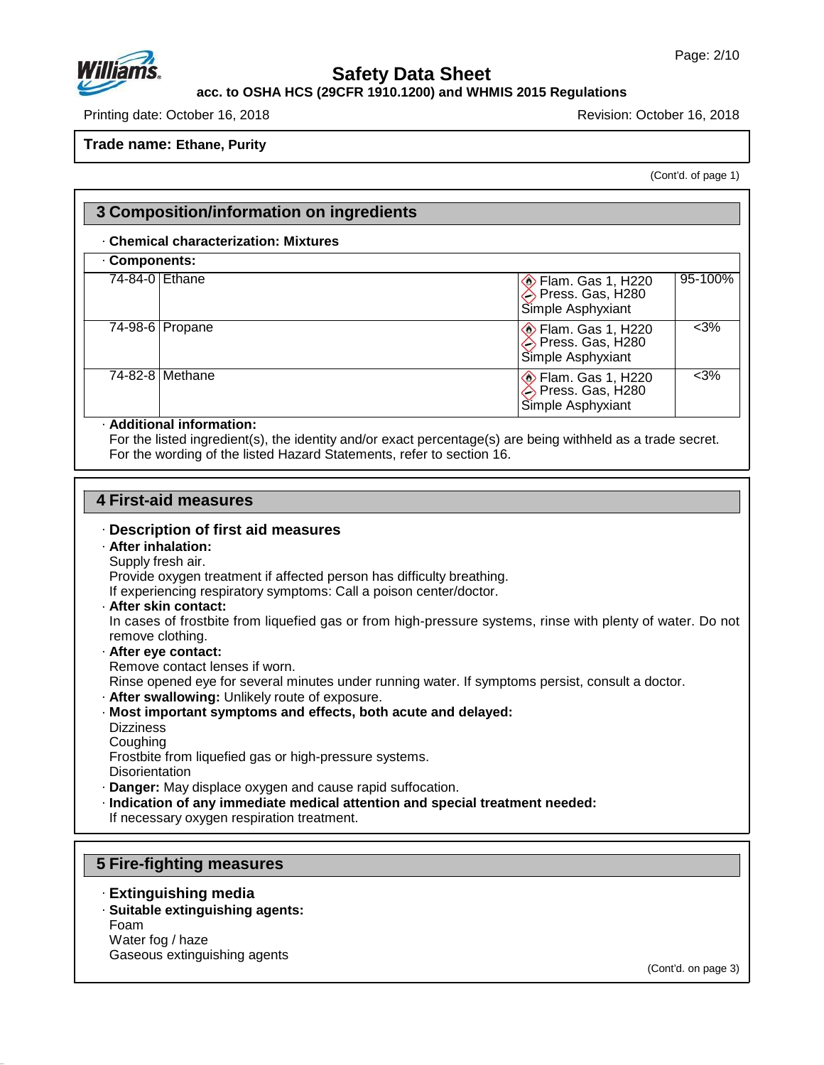**Trade name: Ethane, Purity**

(Cont'd. of page 1)

## 3 Composition/information on ingredients

· **Chemical characterization: Mixtures**

| · **Components:** | | | |
|---|---|---|---|
| 74-84-0 | Ethane | Flam. Gas 1, H220<br>Press. Gas, H280<br>Simple Asphyxiant | 95-100% |
| 74-98-6 | Propane | Flam. Gas 1, H220<br>Press. Gas, H280<br>Simple Asphyxiant | <3% |
| 74-82-8 | Methane | Flam. Gas 1, H220<br>Press. Gas, H280<br>Simple Asphyxiant | <3% |

· **Additional information:**
For the listed ingredient(s), the identity and/or exact percentage(s) are being withheld as a trade secret.
For the wording of the listed Hazard Statements, refer to section 16.

## 4 First-aid measures

### · Description of first aid measures

· **After inhalation:**
Supply fresh air.
Provide oxygen treatment if affected person has difficulty breathing.
If experiencing respiratory symptoms: Call a poison center/doctor.

· **After skin contact:**
In cases of frostbite from liquefied gas or from high-pressure systems, rinse with plenty of water. Do not remove clothing.

· **After eye contact:**
Remove contact lenses if worn.
Rinse opened eye for several minutes under running water. If symptoms persist, consult a doctor.

· **After swallowing:** Unlikely route of exposure.

· **Most important symptoms and effects, both acute and delayed:**
Dizziness
Coughing
Frostbite from liquefied gas or high-pressure systems.
Disorientation

· **Danger:** May displace oxygen and cause rapid suffocation.

· **Indication of any immediate medical attention and special treatment needed:**
If necessary oxygen respiration treatment.

## 5 Fire-fighting measures

### · Extinguishing media

· **Suitable extinguishing agents:**
Foam
Water fog / haze
Gaseous extinguishing agents

(Cont'd. on page 3)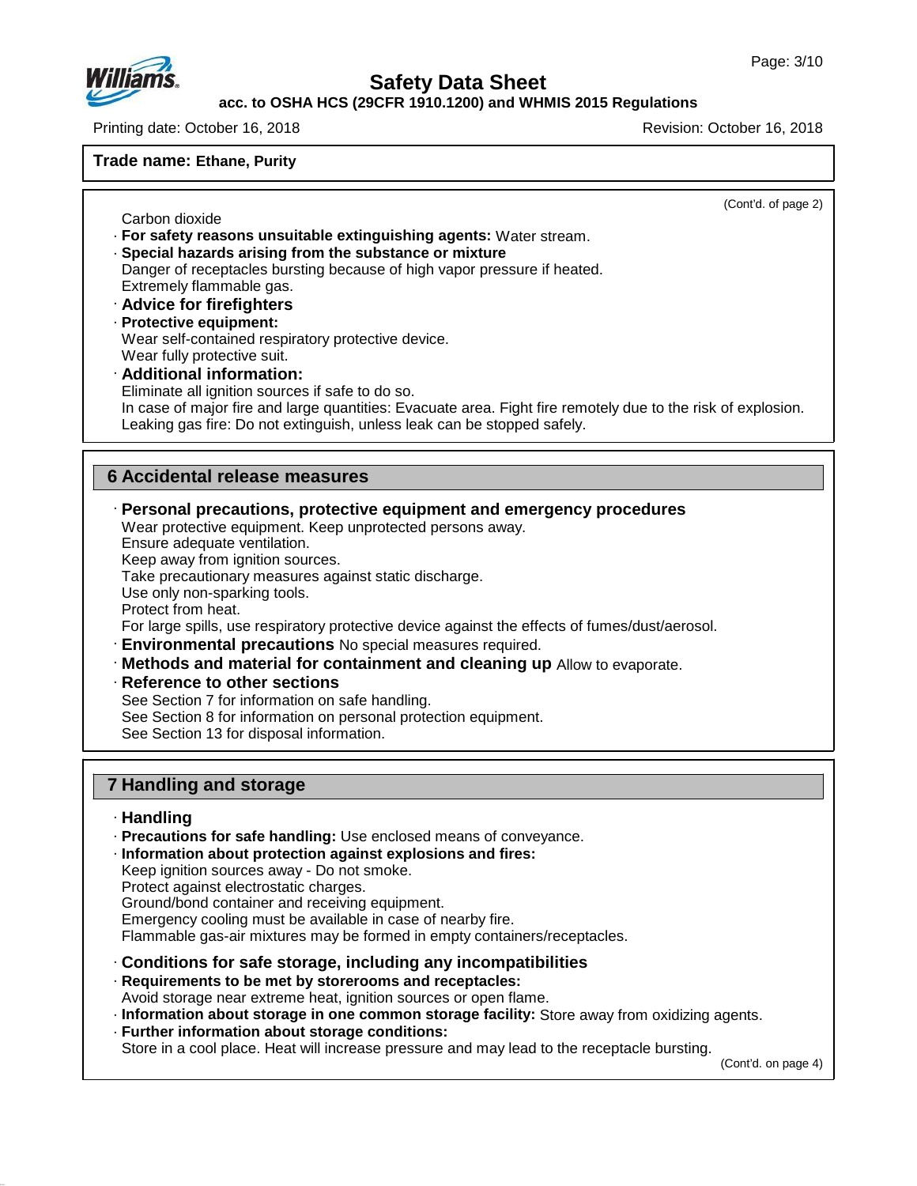**Trade name: Ethane, Purity**

(Cont'd. of page 2)

Carbon dioxide

- **For safety reasons unsuitable extinguishing agents:** Water stream.
- **Special hazards arising from the substance or mixture**
  Danger of receptacles bursting because of high vapor pressure if heated.
  Extremely flammable gas.
- **Advice for firefighters**
- **Protective equipment:**
  Wear self-contained respiratory protective device.
  Wear fully protective suit.
- **Additional information:**
  Eliminate all ignition sources if safe to do so.
  In case of major fire and large quantities: Evacuate area. Fight fire remotely due to the risk of explosion.
  Leaking gas fire: Do not extinguish, unless leak can be stopped safely.

## 6 Accidental release measures

- **Personal precautions, protective equipment and emergency procedures**
  Wear protective equipment. Keep unprotected persons away.
  Ensure adequate ventilation.
  Keep away from ignition sources.
  Take precautionary measures against static discharge.
  Use only non-sparking tools.
  Protect from heat.
  For large spills, use respiratory protective device against the effects of fumes/dust/aerosol.
- **Environmental precautions** No special measures required.
- **Methods and material for containment and cleaning up** Allow to evaporate.
- **Reference to other sections**
  See Section 7 for information on safe handling.
  See Section 8 for information on personal protection equipment.
  See Section 13 for disposal information.

## 7 Handling and storage

- **Handling**
- **Precautions for safe handling:** Use enclosed means of conveyance.
- **Information about protection against explosions and fires:**
  Keep ignition sources away - Do not smoke.
  Protect against electrostatic charges.
  Ground/bond container and receiving equipment.
  Emergency cooling must be available in case of nearby fire.
  Flammable gas-air mixtures may be formed in empty containers/receptacles.
- **Conditions for safe storage, including any incompatibilities**
- **Requirements to be met by storerooms and receptacles:**
  Avoid storage near extreme heat, ignition sources or open flame.
- **Information about storage in one common storage facility:** Store away from oxidizing agents.
- **Further information about storage conditions:**
  Store in a cool place. Heat will increase pressure and may lead to the receptacle bursting.

(Cont'd. on page 4)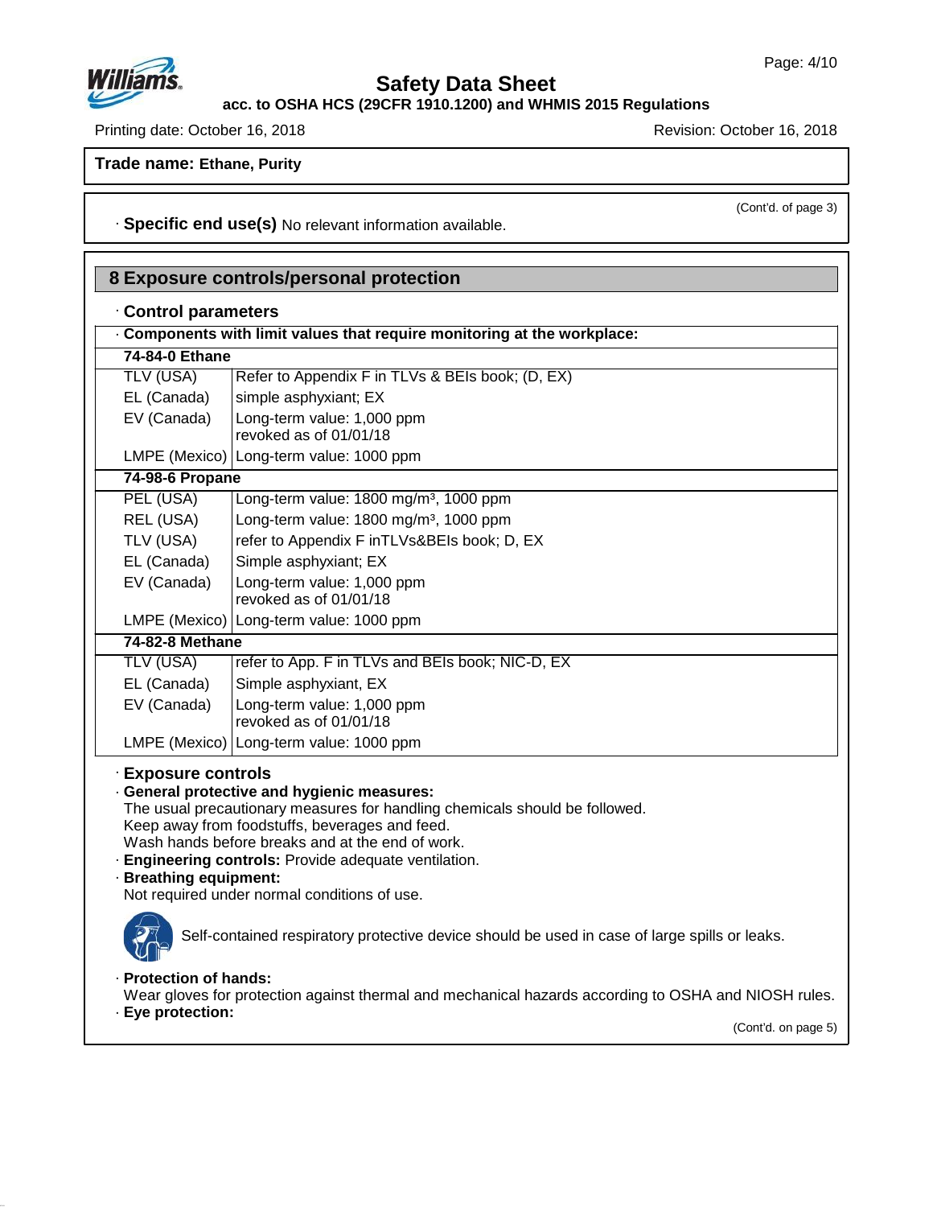**Trade name: Ethane, Purity**

(Cont'd. of page 3)

· **Specific end use(s)** No relevant information available.

## 8 Exposure controls/personal protection

· **Control parameters**

| · Components with limit values that require monitoring at the workplace: | |
|---|---|
| **74-84-0 Ethane** | |
| TLV (USA) | Refer to Appendix F in TLVs & BEIs book; (D, EX) |
| EL (Canada) | simple asphyxiant; EX |
| EV (Canada) | Long-term value: 1,000 ppm<br>revoked as of 01/01/18 |
| LMPE (Mexico) | Long-term value: 1000 ppm |
| **74-98-6 Propane** | |
| PEL (USA) | Long-term value: 1800 mg/m³, 1000 ppm |
| REL (USA) | Long-term value: 1800 mg/m³, 1000 ppm |
| TLV (USA) | refer to Appendix F inTLVs&BEIs book; D, EX |
| EL (Canada) | Simple asphyxiant; EX |
| EV (Canada) | Long-term value: 1,000 ppm<br>revoked as of 01/01/18 |
| LMPE (Mexico) | Long-term value: 1000 ppm |
| **74-82-8 Methane** | |
| TLV (USA) | refer to App. F in TLVs and BEIs book; NIC-D, EX |
| EL (Canada) | Simple asphyxiant, EX |
| EV (Canada) | Long-term value: 1,000 ppm<br>revoked as of 01/01/18 |
| LMPE (Mexico) | Long-term value: 1000 ppm |

· **Exposure controls**

· **General protective and hygienic measures:**
The usual precautionary measures for handling chemicals should be followed.
Keep away from foodstuffs, beverages and feed.
Wash hands before breaks and at the end of work.

· **Engineering controls:** Provide adequate ventilation.

· **Breathing equipment:**
Not required under normal conditions of use.

Self-contained respiratory protective device should be used in case of large spills or leaks.

· **Protection of hands:**
Wear gloves for protection against thermal and mechanical hazards according to OSHA and NIOSH rules.

· **Eye protection:**

(Cont'd. on page 5)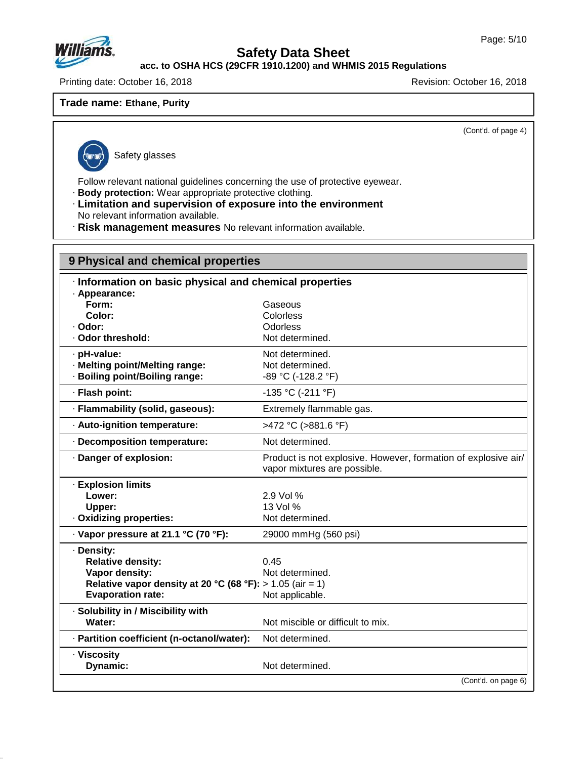**Trade name: Ethane, Purity**

(Cont'd. of page 4)

Safety glasses

Follow relevant national guidelines concerning the use of protective eyewear.

· **Body protection:** Wear appropriate protective clothing.

· **Limitation and supervision of exposure into the environment**
No relevant information available.

· **Risk management measures** No relevant information available.

## 9 Physical and chemical properties

· **Information on basic physical and chemical properties**

| | |
|---|---|
| · **Appearance:** | |
| **Form:** | Gaseous |
| **Color:** | Colorless |
| · **Odor:** | Odorless |
| · **Odor threshold:** | Not determined. |
| · **pH-value:** | Not determined. |
| · **Melting point/Melting range:** | Not determined. |
| · **Boiling point/Boiling range:** | -89 °C (-128.2 °F) |
| · **Flash point:** | -135 °C (-211 °F) |
| · **Flammability (solid, gaseous):** | Extremely flammable gas. |
| · **Auto-ignition temperature:** | >472 °C (>881.6 °F) |
| · **Decomposition temperature:** | Not determined. |
| · **Danger of explosion:** | Product is not explosive. However, formation of explosive air/vapor mixtures are possible. |
| · **Explosion limits** | |
| **Lower:** | 2.9 Vol % |
| **Upper:** | 13 Vol % |
| · **Oxidizing properties:** | Not determined. |
| · **Vapor pressure at 21.1 °C (70 °F):** | 29000 mmHg (560 psi) |
| · **Density:** | |
| **Relative density:** | 0.45 |
| **Vapor density:** | Not determined. |
| **Relative vapor density at 20 °C (68 °F):** | > 1.05 (air = 1) |
| **Evaporation rate:** | Not applicable. |
| · **Solubility in / Miscibility with** | |
| **Water:** | Not miscible or difficult to mix. |
| · **Partition coefficient (n-octanol/water):** | Not determined. |
| · **Viscosity** | |
| **Dynamic:** | Not determined. |

(Cont'd. on page 6)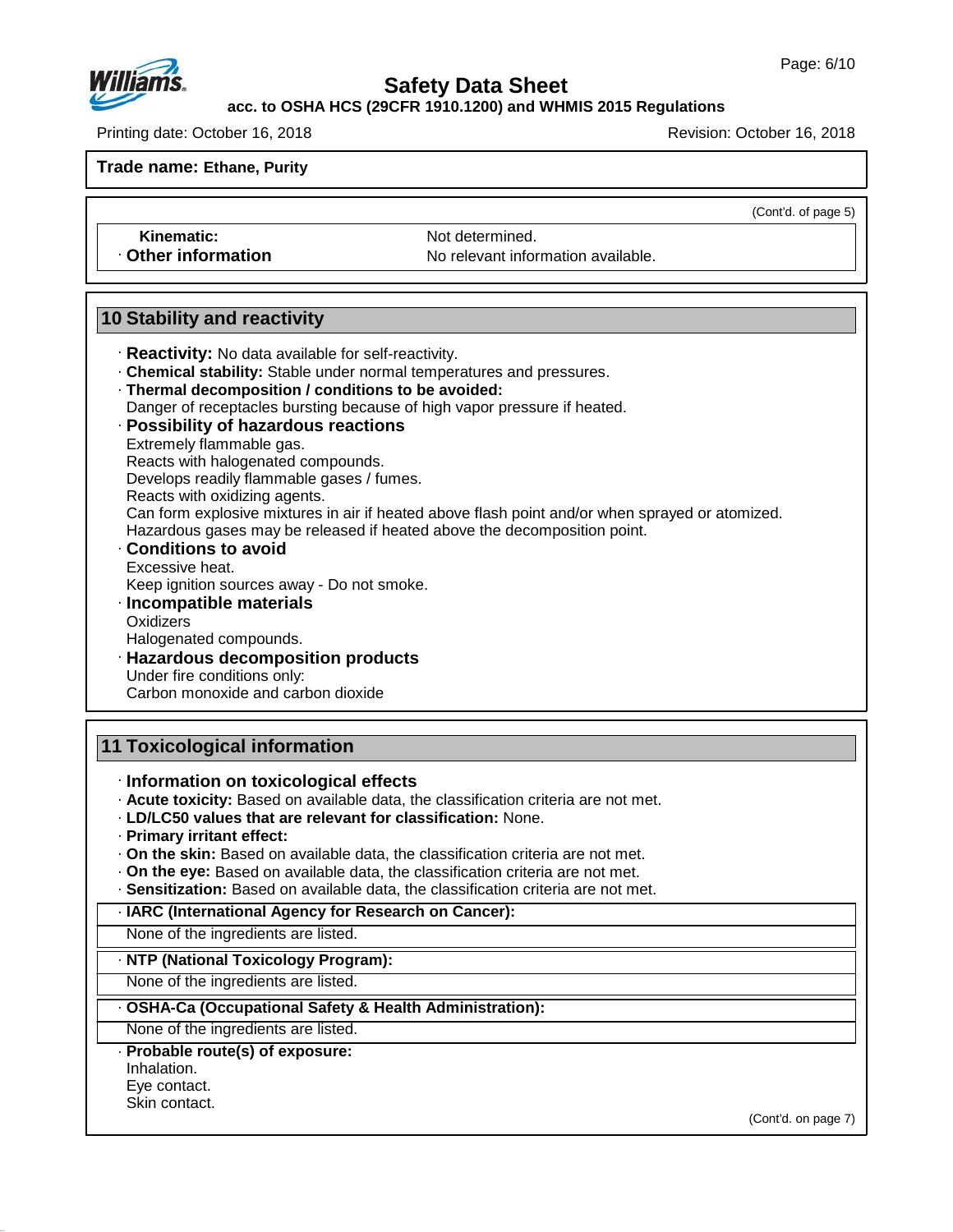**Trade name: Ethane, Purity**

(Cont'd. of page 5)

| | |
|---|---|
| **Kinematic:** | Not determined. |
| · **Other information** | No relevant information available. |

## 10 Stability and reactivity

· **Reactivity:** No data available for self-reactivity.
· **Chemical stability:** Stable under normal temperatures and pressures.
· **Thermal decomposition / conditions to be avoided:**
Danger of receptacles bursting because of high vapor pressure if heated.
· **Possibility of hazardous reactions**
Extremely flammable gas.
Reacts with halogenated compounds.
Develops readily flammable gases / fumes.
Reacts with oxidizing agents.
Can form explosive mixtures in air if heated above flash point and/or when sprayed or atomized.
Hazardous gases may be released if heated above the decomposition point.
· **Conditions to avoid**
Excessive heat.
Keep ignition sources away - Do not smoke.
· **Incompatible materials**
Oxidizers
Halogenated compounds.
· **Hazardous decomposition products**
Under fire conditions only:
Carbon monoxide and carbon dioxide

## 11 Toxicological information

· **Information on toxicological effects**
· **Acute toxicity:** Based on available data, the classification criteria are not met.
· **LD/LC50 values that are relevant for classification:** None.
· **Primary irritant effect:**
· **On the skin:** Based on available data, the classification criteria are not met.
· **On the eye:** Based on available data, the classification criteria are not met.
· **Sensitization:** Based on available data, the classification criteria are not met.

· **IARC (International Agency for Research on Cancer):**
None of the ingredients are listed.

· **NTP (National Toxicology Program):**
None of the ingredients are listed.

· **OSHA-Ca (Occupational Safety & Health Administration):**
None of the ingredients are listed.

· **Probable route(s) of exposure:**
Inhalation.
Eye contact.
Skin contact.

(Cont'd. on page 7)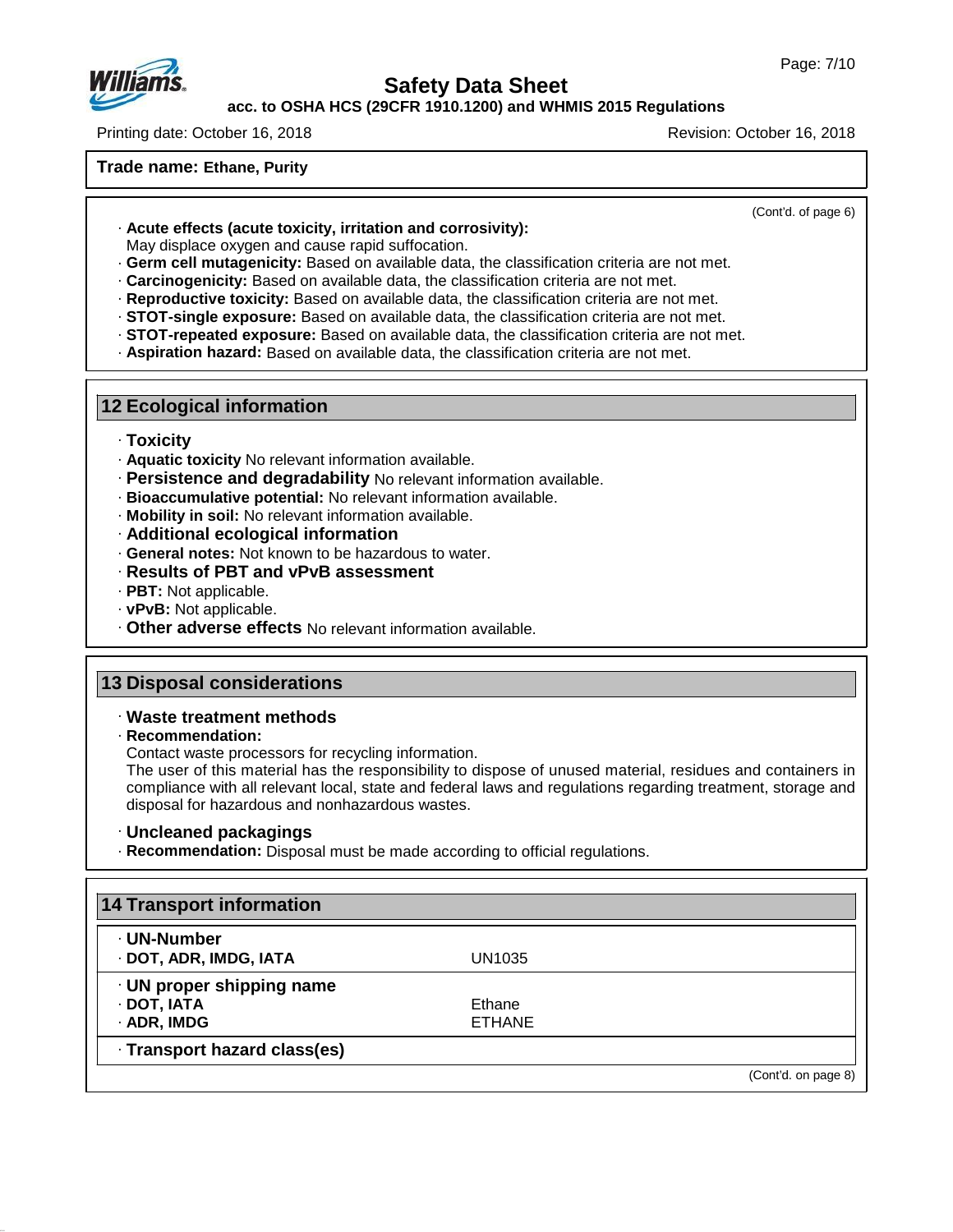**Trade name: Ethane, Purity**

(Cont'd. of page 6)

· **Acute effects (acute toxicity, irritation and corrosivity):**
May displace oxygen and cause rapid suffocation.
· **Germ cell mutagenicity:** Based on available data, the classification criteria are not met.
· **Carcinogenicity:** Based on available data, the classification criteria are not met.
· **Reproductive toxicity:** Based on available data, the classification criteria are not met.
· **STOT-single exposure:** Based on available data, the classification criteria are not met.
· **STOT-repeated exposure:** Based on available data, the classification criteria are not met.
· **Aspiration hazard:** Based on available data, the classification criteria are not met.

## 12 Ecological information

· **Toxicity**
· **Aquatic toxicity** No relevant information available.
· **Persistence and degradability** No relevant information available.
· **Bioaccumulative potential:** No relevant information available.
· **Mobility in soil:** No relevant information available.
· **Additional ecological information**
· **General notes:** Not known to be hazardous to water.
· **Results of PBT and vPvB assessment**
· **PBT:** Not applicable.
· **vPvB:** Not applicable.
· **Other adverse effects** No relevant information available.

## 13 Disposal considerations

· **Waste treatment methods**
· **Recommendation:**
Contact waste processors for recycling information.
The user of this material has the responsibility to dispose of unused material, residues and containers in compliance with all relevant local, state and federal laws and regulations regarding treatment, storage and disposal for hazardous and nonhazardous wastes.

· **Uncleaned packagings**
· **Recommendation:** Disposal must be made according to official regulations.

## 14 Transport information

| · **UN-Number** | |
|---|---|
| · **DOT, ADR, IMDG, IATA** | UN1035 |
| · **UN proper shipping name** | |
| · **DOT, IATA** | Ethane |
| · **ADR, IMDG** | ETHANE |
| · **Transport hazard class(es)** | |

(Cont'd. on page 8)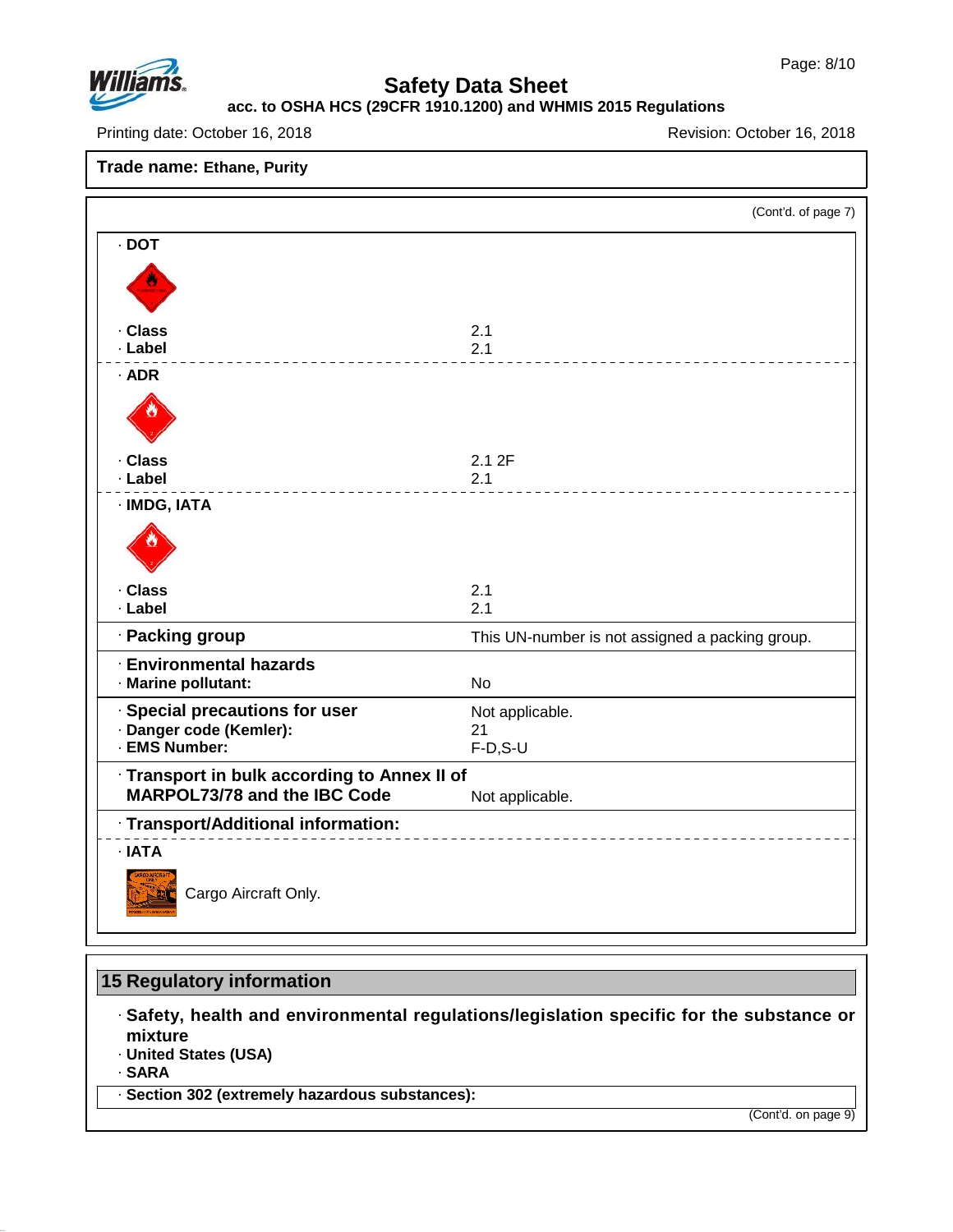**Trade name: Ethane, Purity**

(Cont'd. of page 7)

· **DOT**

| | |
|---|---|
| · **Class** | 2.1 |
| · **Label** | 2.1 |

· **ADR**

| | |
|---|---|
| · **Class** | 2.1 2F |
| · **Label** | 2.1 |

· **IMDG, IATA**

| | |
|---|---|
| · **Class** | 2.1 |
| · **Label** | 2.1 |

| | |
|---|---|
| · **Packing group** | This UN-number is not assigned a packing group. |
| · **Environmental hazards** | |
| · **Marine pollutant:** | No |
| · **Special precautions for user** | Not applicable. |
| · **Danger code (Kemler):** | 21 |
| · **EMS Number:** | F-D,S-U |
| · **Transport in bulk according to Annex II of MARPOL73/78 and the IBC Code** | Not applicable. |

· **Transport/Additional information:**

· **IATA**

Cargo Aircraft Only.

## 15 Regulatory information

· **Safety, health and environmental regulations/legislation specific for the substance or mixture**

· **United States (USA)**

· **SARA**

· **Section 302 (extremely hazardous substances):**

(Cont'd. on page 9)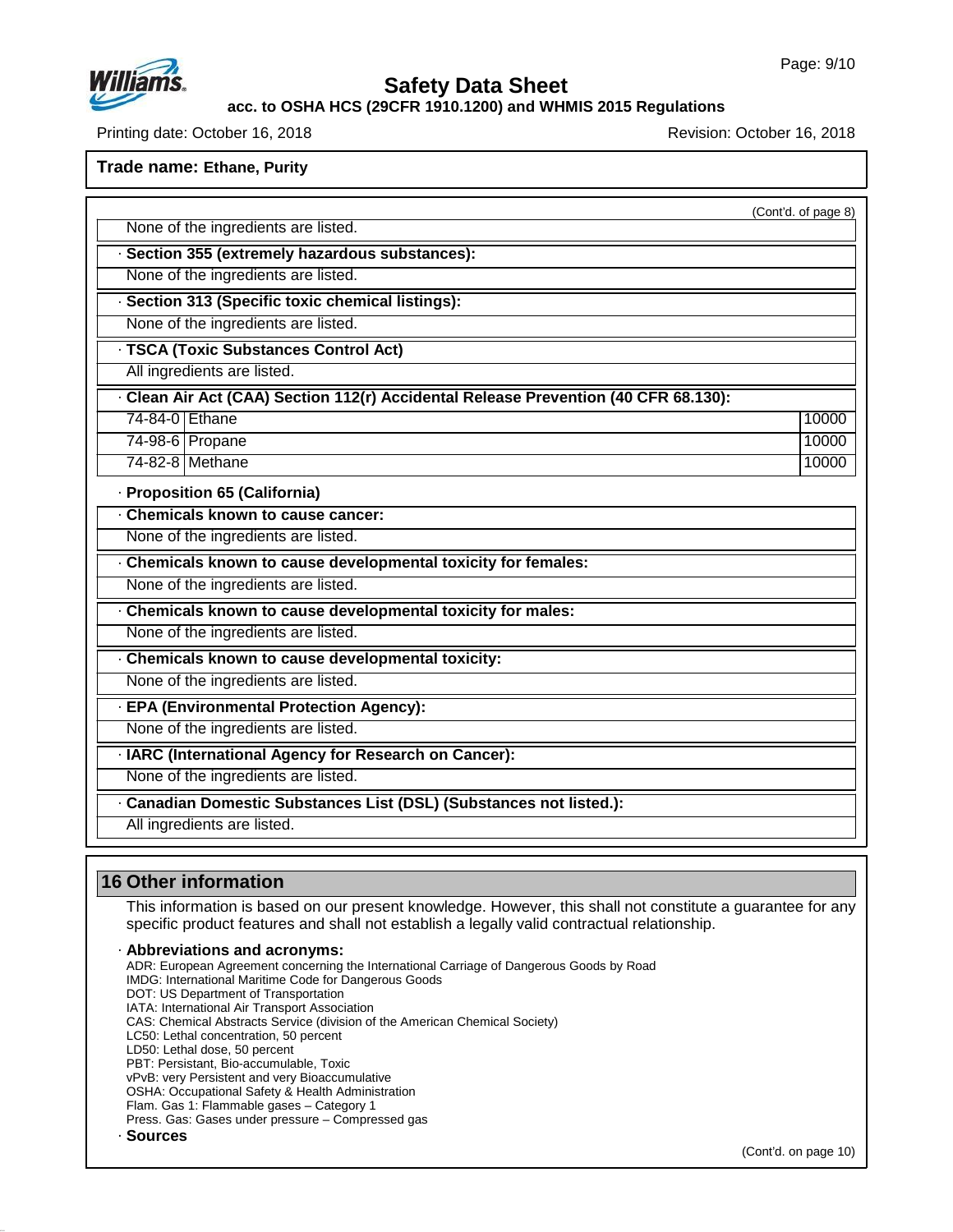**Trade name: Ethane, Purity**

(Cont'd. of page 8)

None of the ingredients are listed.

· **Section 355 (extremely hazardous substances):**

None of the ingredients are listed.

· **Section 313 (Specific toxic chemical listings):**

None of the ingredients are listed.

· **TSCA (Toxic Substances Control Act)**

All ingredients are listed.

· **Clean Air Act (CAA) Section 112(r) Accidental Release Prevention (40 CFR 68.130):**

| | | |
|---|---|---|
| 74-84-0 | Ethane | 10000 |
| 74-98-6 | Propane | 10000 |
| 74-82-8 | Methane | 10000 |

· **Proposition 65 (California)**

· **Chemicals known to cause cancer:**

None of the ingredients are listed.

· **Chemicals known to cause developmental toxicity for females:**

None of the ingredients are listed.

· **Chemicals known to cause developmental toxicity for males:**

None of the ingredients are listed.

· **Chemicals known to cause developmental toxicity:**

None of the ingredients are listed.

· **EPA (Environmental Protection Agency):**

None of the ingredients are listed.

· **IARC (International Agency for Research on Cancer):**

None of the ingredients are listed.

· **Canadian Domestic Substances List (DSL) (Substances not listed.):**

All ingredients are listed.

## 16 Other information

This information is based on our present knowledge. However, this shall not constitute a guarantee for any specific product features and shall not establish a legally valid contractual relationship.

· **Abbreviations and acronyms:**

ADR: European Agreement concerning the International Carriage of Dangerous Goods by Road
IMDG: International Maritime Code for Dangerous Goods
DOT: US Department of Transportation
IATA: International Air Transport Association
CAS: Chemical Abstracts Service (division of the American Chemical Society)
LC50: Lethal concentration, 50 percent
LD50: Lethal dose, 50 percent
PBT: Persistant, Bio-accumulable, Toxic
vPvB: very Persistent and very Bioaccumulative
OSHA: Occupational Safety & Health Administration
Flam. Gas 1: Flammable gases – Category 1
Press. Gas: Gases under pressure – Compressed gas

· **Sources**

(Cont'd. on page 10)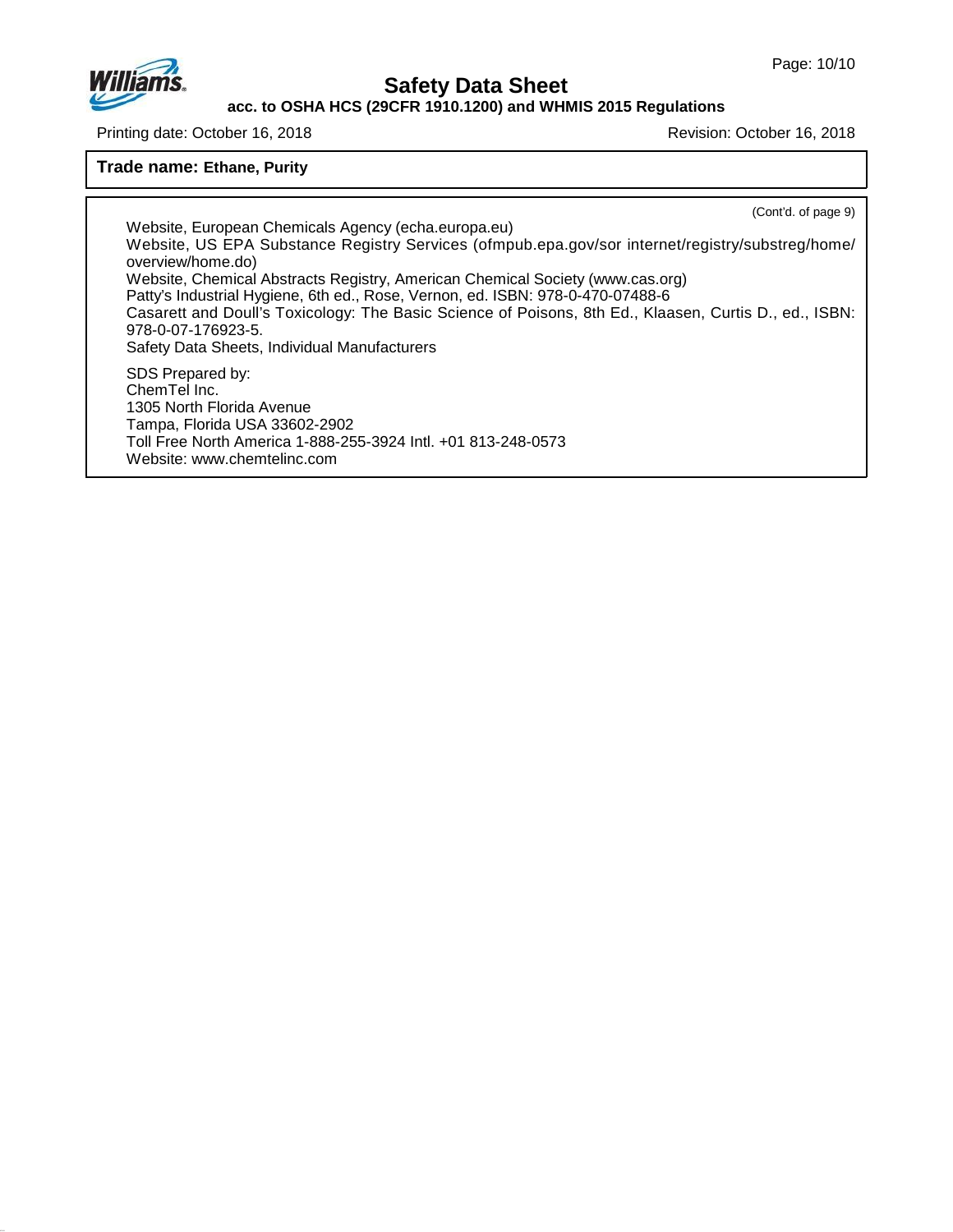**Trade name: Ethane, Purity**

(Cont'd. of page 9)

Website, European Chemicals Agency (echa.europa.eu)
Website, US EPA Substance Registry Services (ofmpub.epa.gov/sor internet/registry/substreg/home/overview/home.do)
Website, Chemical Abstracts Registry, American Chemical Society (www.cas.org)
Patty's Industrial Hygiene, 6th ed., Rose, Vernon, ed. ISBN: 978-0-470-07488-6
Casarett and Doull's Toxicology: The Basic Science of Poisons, 8th Ed., Klaasen, Curtis D., ed., ISBN: 978-0-07-176923-5.
Safety Data Sheets, Individual Manufacturers

SDS Prepared by:
ChemTel Inc.
1305 North Florida Avenue
Tampa, Florida USA 33602-2902
Toll Free North America 1-888-255-3924 Intl. +01 813-248-0573
Website: www.chemtelinc.com